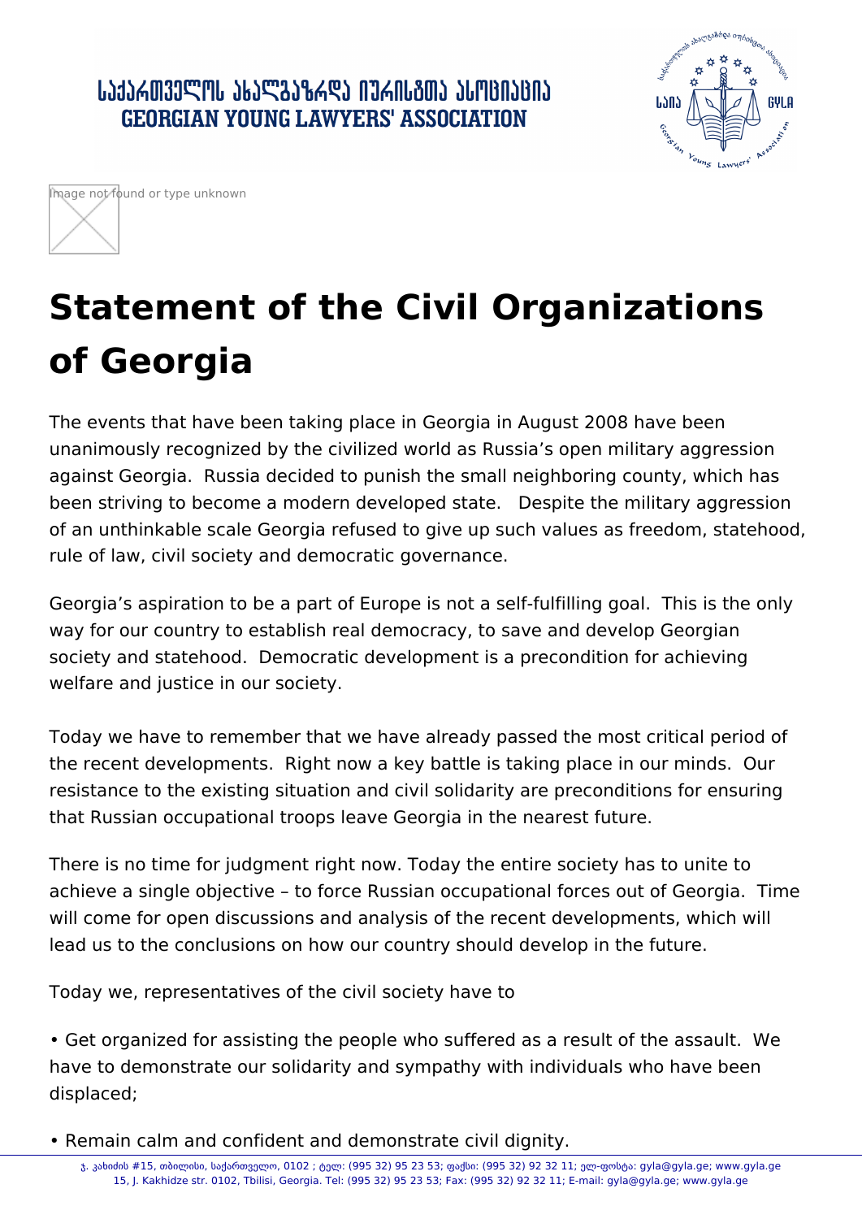# Statement of the Civil Organizations of Georgia

The events that have been taking place in Georgia in August 2008 have been unanimously recognized by the civilized world as Russia's open military aggression against Georgia. Russia decided to punish the small neighboring county, which has been striving to become a modern developed state. Despite the military aggression of an unthinkable scale Georgia refused to give up such values as freedom, statehood, rule of law, civil society and democratic governance.

Georgia's aspiration to be a part of Europe is not a self-fulfilling goal. This is the only way for our country to establish real democracy, to save and develop Georgian society and statehood. Democratic development is a precondition for achieving welfare and justice in our society.

Today we have to remember that we have already passed the most critical period of the recent developments. Right now a key battle is taking place in our minds. Our resistance to the existing situation and civil solidarity are preconditions for ensuring that Russian occupational troops leave Georgia in the nearest future.

There is no time for judgment right now. Today the entire society has to unite to achieve a single objective – to force Russian occupational forces out of Georgia. Time will come for open discussions and analysis of the recent developments, which will lead us to the conclusions on how our country should develop in the future.

Today we, representatives of the civil society have to

- Get organized for assisting the people who suffered as a result of the assault. We have to demonstrate our solidarity and sympathy with individuals who have been displaced;

- Remain calm and confident and demonstrate civil dignity.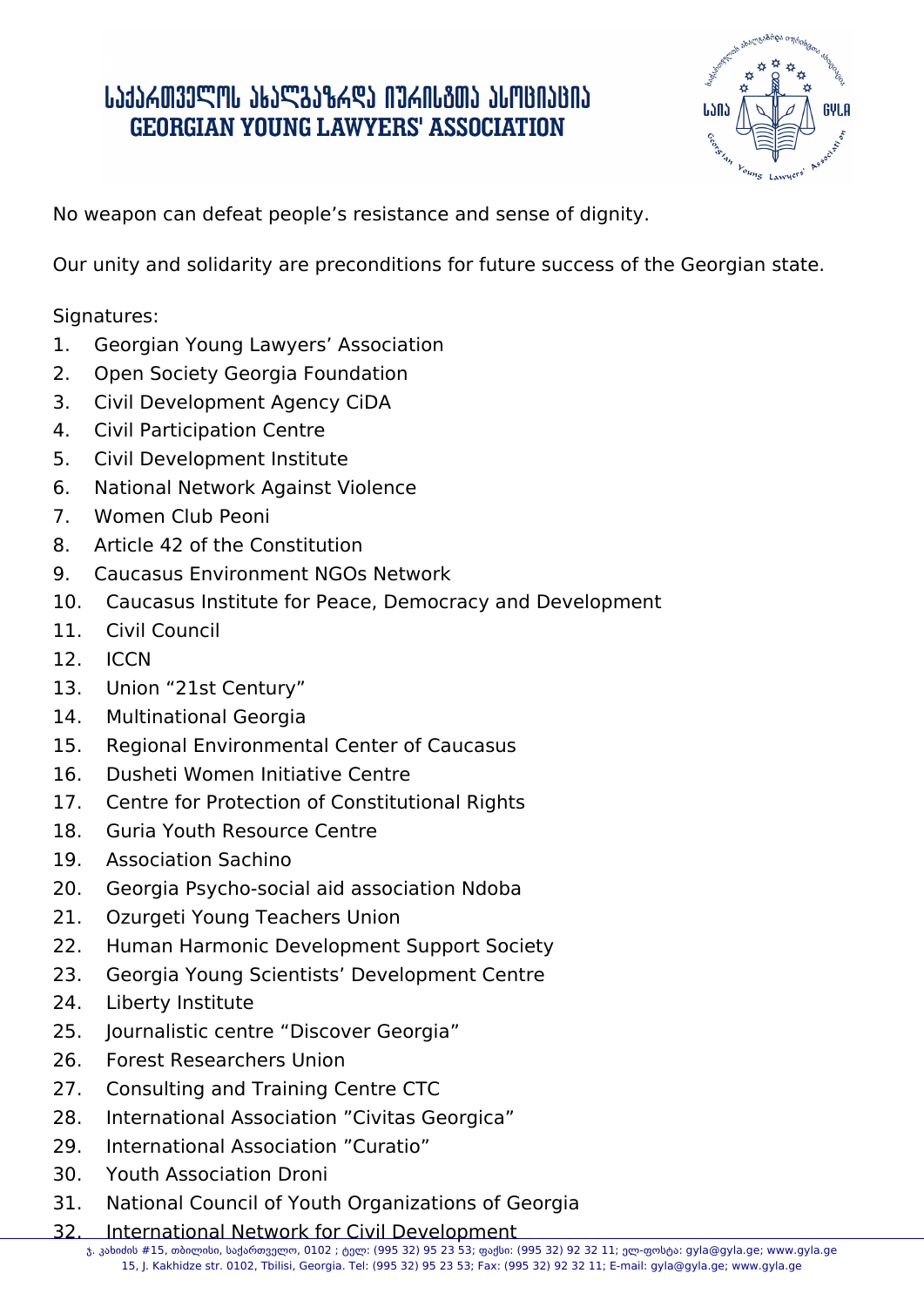No weapon can defeat people's resistance and sense of dignity.

Our unity and solidarity are preconditions for future success of the Georgian state.

Signatures:

1. Georgian Young Lawyers' Association
2. Open Society Georgia Foundation
3. Civil Development Agency CiDA
4. Civil Participation Centre
5. Civil Development Institute
6. National Network Against Violence
7. Women Club Peoni
8. Article 42 of the Constitution
9. Caucasus Environment NGOs Network
10. Caucasus Institute for Peace, Democracy and Development
11. Civil Council
12. ICCN
13. Union "21st Century"
14. Multinational Georgia
15. Regional Environmental Center of Caucasus
16. Dusheti Women Initiative Centre
17. Centre for Protection of Constitutional Rights
18. Guria Youth Resource Centre
19. Association Sachino
20. Georgia Psycho-social aid association Ndoba
21. Ozurgeti Young Teachers Union
22. Human Harmonic Development Support Society
23. Georgia Young Scientists' Development Centre
24. Liberty Institute
25. Journalistic centre "Discover Georgia"
26. Forest Researchers Union
27. Consulting and Training Centre CTC
28. International Association "Civitas Georgica"
29. International Association "Curatio"
30. Youth Association Droni
31. National Council of Youth Organizations of Georgia
32. International Network for Civil Development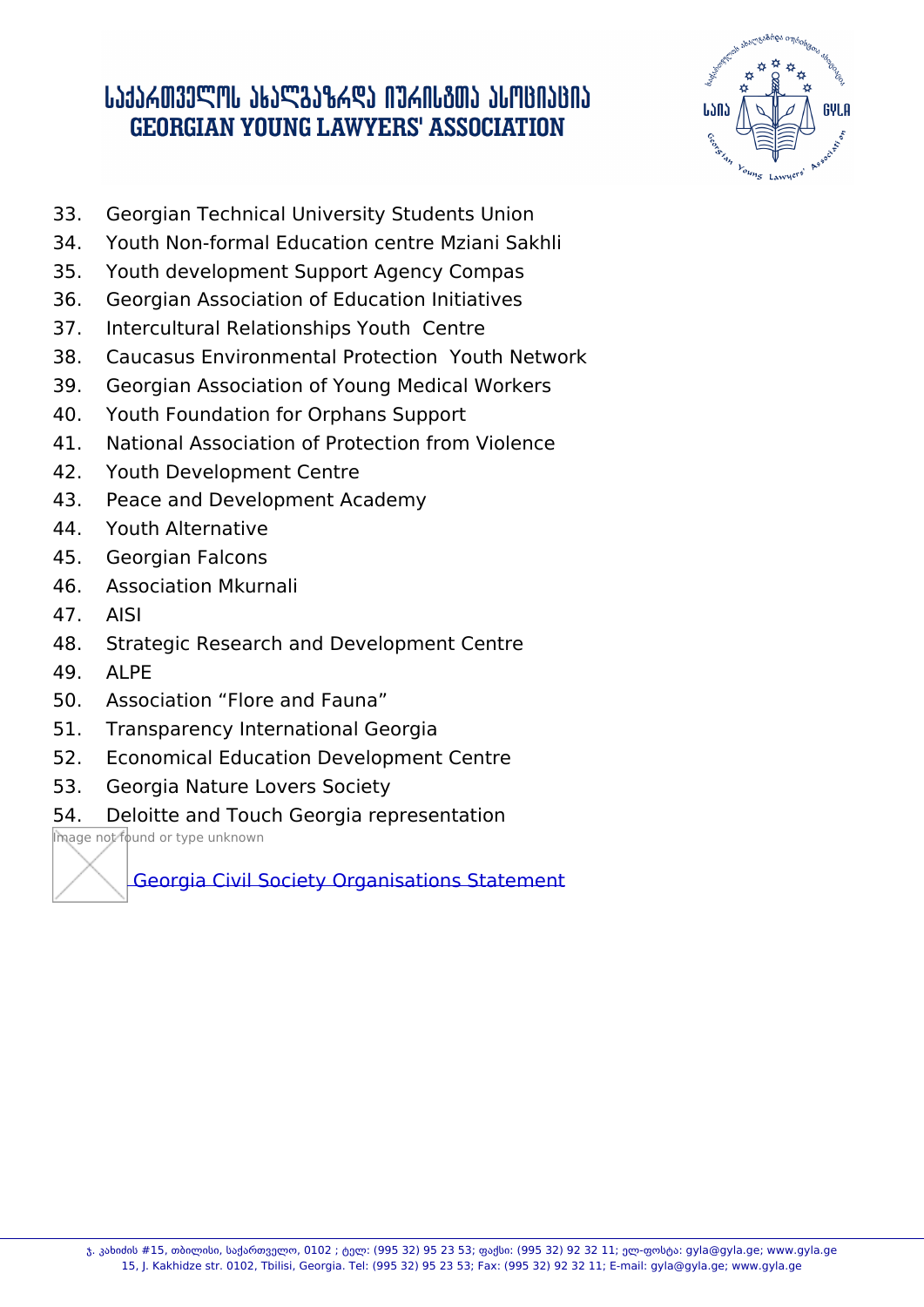33. Georgian Technical University Students Union
34. Youth Non-formal Education centre Mziani Sakhli
35. Youth development Support Agency Compas
36. Georgian Association of Education Initiatives
37. Intercultural Relationships Youth  Centre
38. Caucasus Environmental Protection  Youth Network
39. Georgian Association of Young Medical Workers
40. Youth Foundation for Orphans Support
41. National Association of Protection from Violence
42. Youth Development Centre
43. Peace and Development Academy
44. Youth Alternative
45. Georgian Falcons
46. Association Mkurnali
47. AISI
48. Strategic Research and Development Centre
49. ALPE
50. Association “Flore and Fauna”
51. Transparency International Georgia
52. Economical Education Development Centre
53. Georgia Nature Lovers Society
54. Deloitte and Touch Georgia representation

Image not found or type unknown

Georgia Civil Society Organisations Statement